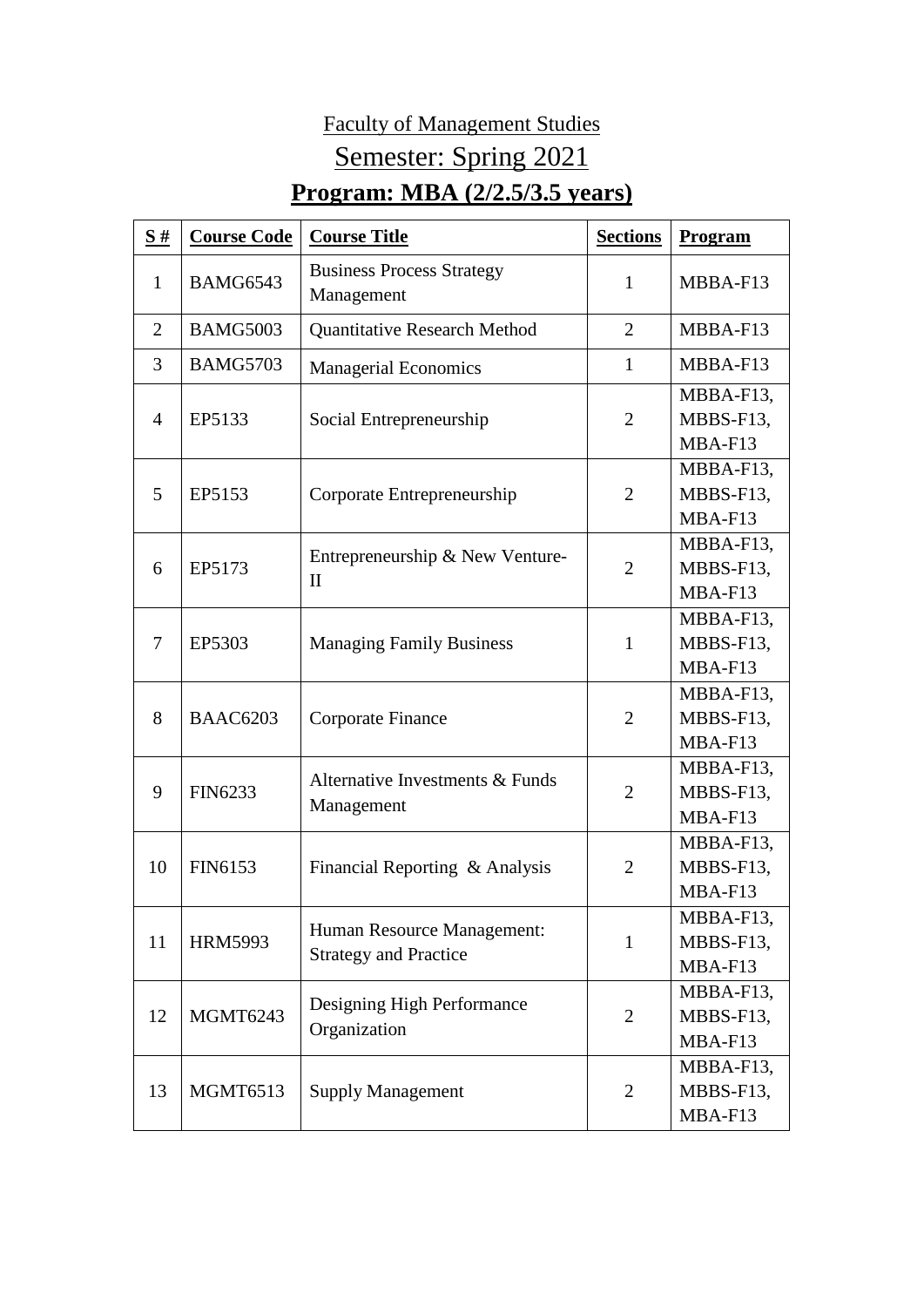Faculty of Management Studies

Semester: Spring 2021

## Program: MBA (2/2.5/3.5 years)

| S # | Course Code | Course Title | Sections | Program |
|---|---|---|---|---|
| 1 | BAMG6543 | Business Process Strategy Management | 1 | MBBA-F13 |
| 2 | BAMG5003 | Quantitative Research Method | 2 | MBBA-F13 |
| 3 | BAMG5703 | Managerial Economics | 1 | MBBA-F13 |
| 4 | EP5133 | Social Entrepreneurship | 2 | MBBA-F13, MBBS-F13, MBA-F13 |
| 5 | EP5153 | Corporate Entrepreneurship | 2 | MBBA-F13, MBBS-F13, MBA-F13 |
| 6 | EP5173 | Entrepreneurship & New Venture-II | 2 | MBBA-F13, MBBS-F13, MBA-F13 |
| 7 | EP5303 | Managing Family Business | 1 | MBBA-F13, MBBS-F13, MBA-F13 |
| 8 | BAAC6203 | Corporate Finance | 2 | MBBA-F13, MBBS-F13, MBA-F13 |
| 9 | FIN6233 | Alternative Investments & Funds Management | 2 | MBBA-F13, MBBS-F13, MBA-F13 |
| 10 | FIN6153 | Financial Reporting & Analysis | 2 | MBBA-F13, MBBS-F13, MBA-F13 |
| 11 | HRM5993 | Human Resource Management: Strategy and Practice | 1 | MBBA-F13, MBBS-F13, MBA-F13 |
| 12 | MGMT6243 | Designing High Performance Organization | 2 | MBBA-F13, MBBS-F13, MBA-F13 |
| 13 | MGMT6513 | Supply Management | 2 | MBBA-F13, MBBS-F13, MBA-F13 |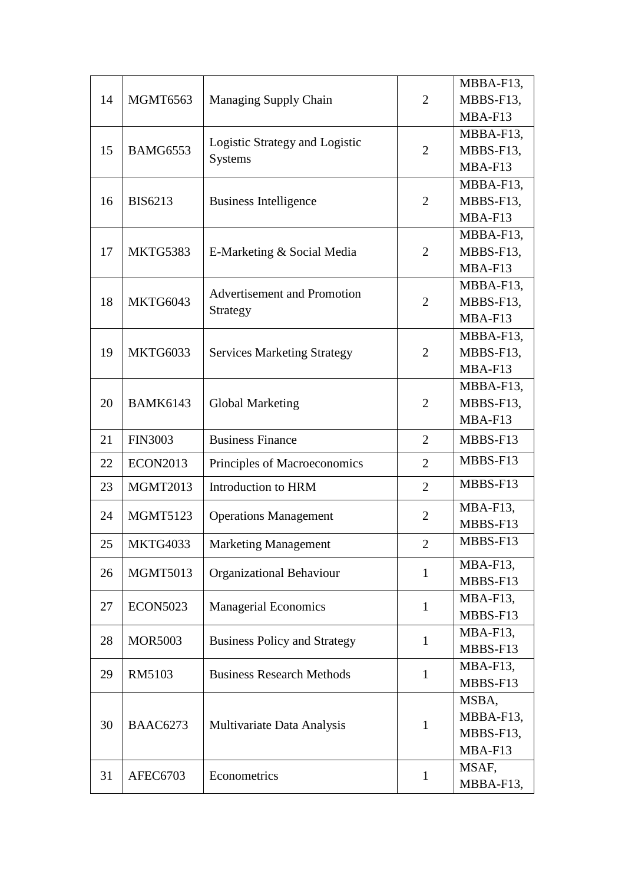| 14 | MGMT6563 | Managing Supply Chain | 2 | MBBA-F13, MBBS-F13, MBA-F13 |
|---|---|---|---|---|
| 15 | BAMG6553 | Logistic Strategy and Logistic Systems | 2 | MBBA-F13, MBBS-F13, MBA-F13 |
| 16 | BIS6213 | Business Intelligence | 2 | MBBA-F13, MBBS-F13, MBA-F13 |
| 17 | MKTG5383 | E-Marketing & Social Media | 2 | MBBA-F13, MBBS-F13, MBA-F13 |
| 18 | MKTG6043 | Advertisement and Promotion Strategy | 2 | MBBA-F13, MBBS-F13, MBA-F13 |
| 19 | MKTG6033 | Services Marketing Strategy | 2 | MBBA-F13, MBBS-F13, MBA-F13 |
| 20 | BAMK6143 | Global Marketing | 2 | MBBA-F13, MBBS-F13, MBA-F13 |
| 21 | FIN3003 | Business Finance | 2 | MBBS-F13 |
| 22 | ECON2013 | Principles of Macroeconomics | 2 | MBBS-F13 |
| 23 | MGMT2013 | Introduction to HRM | 2 | MBBS-F13 |
| 24 | MGMT5123 | Operations Management | 2 | MBA-F13, MBBS-F13 |
| 25 | MKTG4033 | Marketing Management | 2 | MBBS-F13 |
| 26 | MGMT5013 | Organizational Behaviour | 1 | MBA-F13, MBBS-F13 |
| 27 | ECON5023 | Managerial Economics | 1 | MBA-F13, MBBS-F13 |
| 28 | MOR5003 | Business Policy and Strategy | 1 | MBA-F13, MBBS-F13 |
| 29 | RM5103 | Business Research Methods | 1 | MBA-F13, MBBS-F13 |
| 30 | BAAC6273 | Multivariate Data Analysis | 1 | MSBA, MBBA-F13, MBBS-F13, MBA-F13 |
| 31 | AFEC6703 | Econometrics | 1 | MSAF, MBBA-F13, |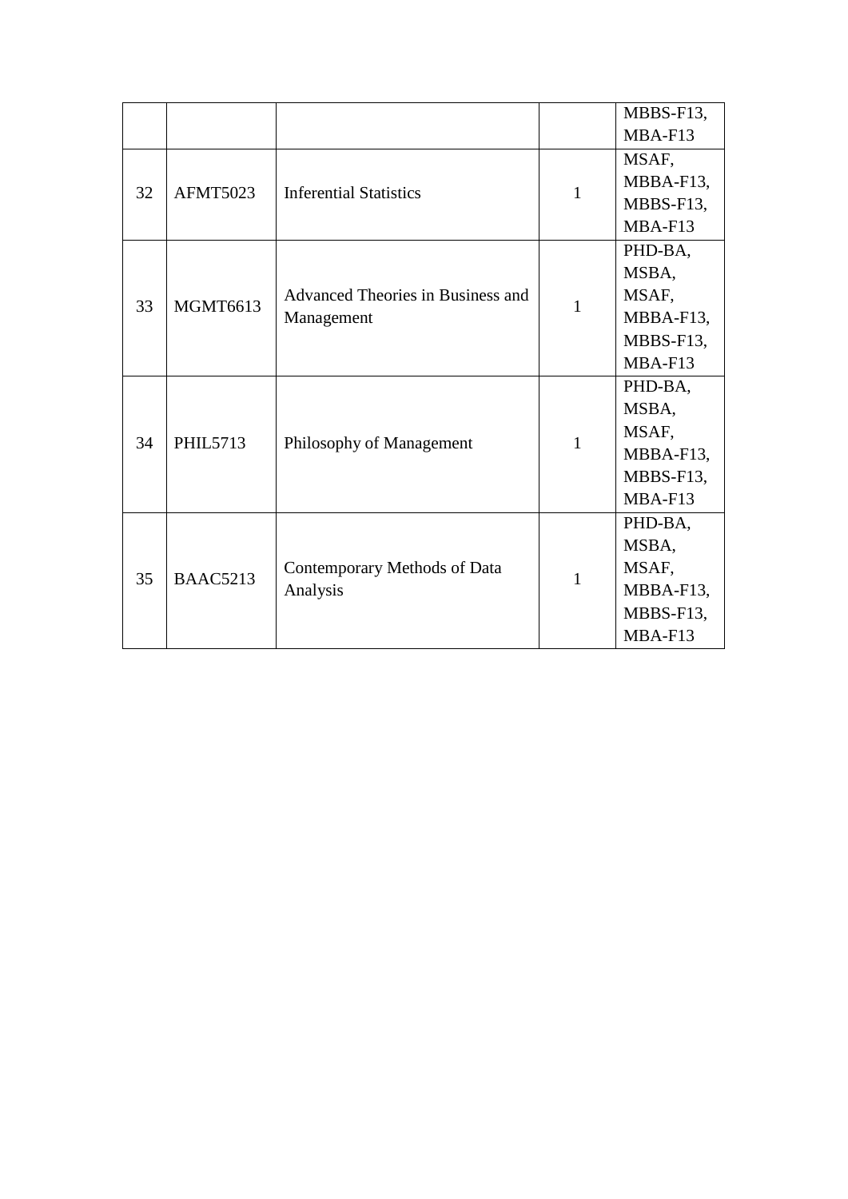| | | | | |
|---|---|---|---|---|
| | | | | MBBS-F13, MBA-F13 |
| 32 | AFMT5023 | Inferential Statistics | 1 | MSAF, MBBA-F13, MBBS-F13, MBA-F13 |
| 33 | MGMT6613 | Advanced Theories in Business and Management | 1 | PHD-BA, MSBA, MSAF, MBBA-F13, MBBS-F13, MBA-F13 |
| 34 | PHIL5713 | Philosophy of Management | 1 | PHD-BA, MSBA, MSAF, MBBA-F13, MBBS-F13, MBA-F13 |
| 35 | BAAC5213 | Contemporary Methods of Data Analysis | 1 | PHD-BA, MSBA, MSAF, MBBA-F13, MBBS-F13, MBA-F13 |